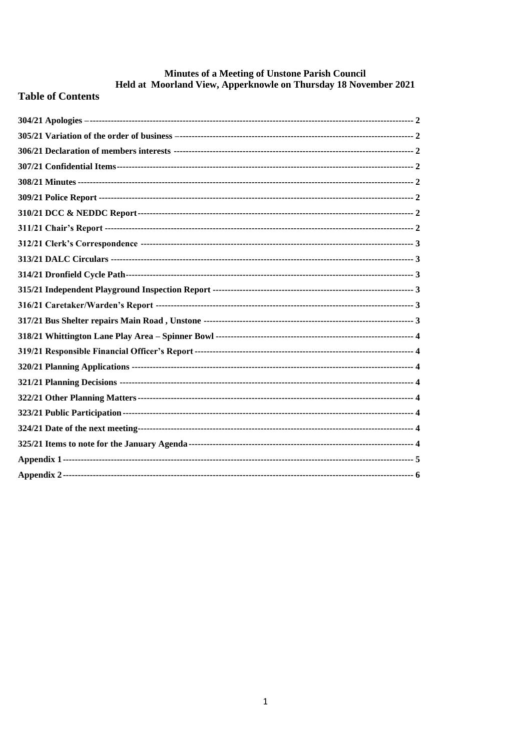# Minutes of a Meeting of Unstone Parish Council
## Held at Moorland View, Apperknowle on Thursday 18 November 2021

## Table of Contents

- 304/21 Apologies – 2
- 305/21 Variation of the order of business – 2
- 306/21 Declaration of members interests 2
- 307/21 Confidential Items 2
- 308/21 Minutes 2
- 309/21 Police Report 2
- 310/21 DCC & NEDDC Report 2
- 311/21 Chair's Report 2
- 312/21 Clerk's Correspondence 3
- 313/21 DALC Circulars 3
- 314/21 Dronfield Cycle Path 3
- 315/21 Independent Playground Inspection Report 3
- 316/21 Caretaker/Warden's Report 3
- 317/21 Bus Shelter repairs Main Road , Unstone 3
- 318/21 Whittington Lane Play Area – Spinner Bowl 4
- 319/21 Responsible Financial Officer's Report 4
- 320/21 Planning Applications 4
- 321/21 Planning Decisions 4
- 322/21 Other Planning Matters 4
- 323/21 Public Participation 4
- 324/21 Date of the next meeting 4
- 325/21 Items to note for the January Agenda 4
- Appendix 1 5
- Appendix 2 6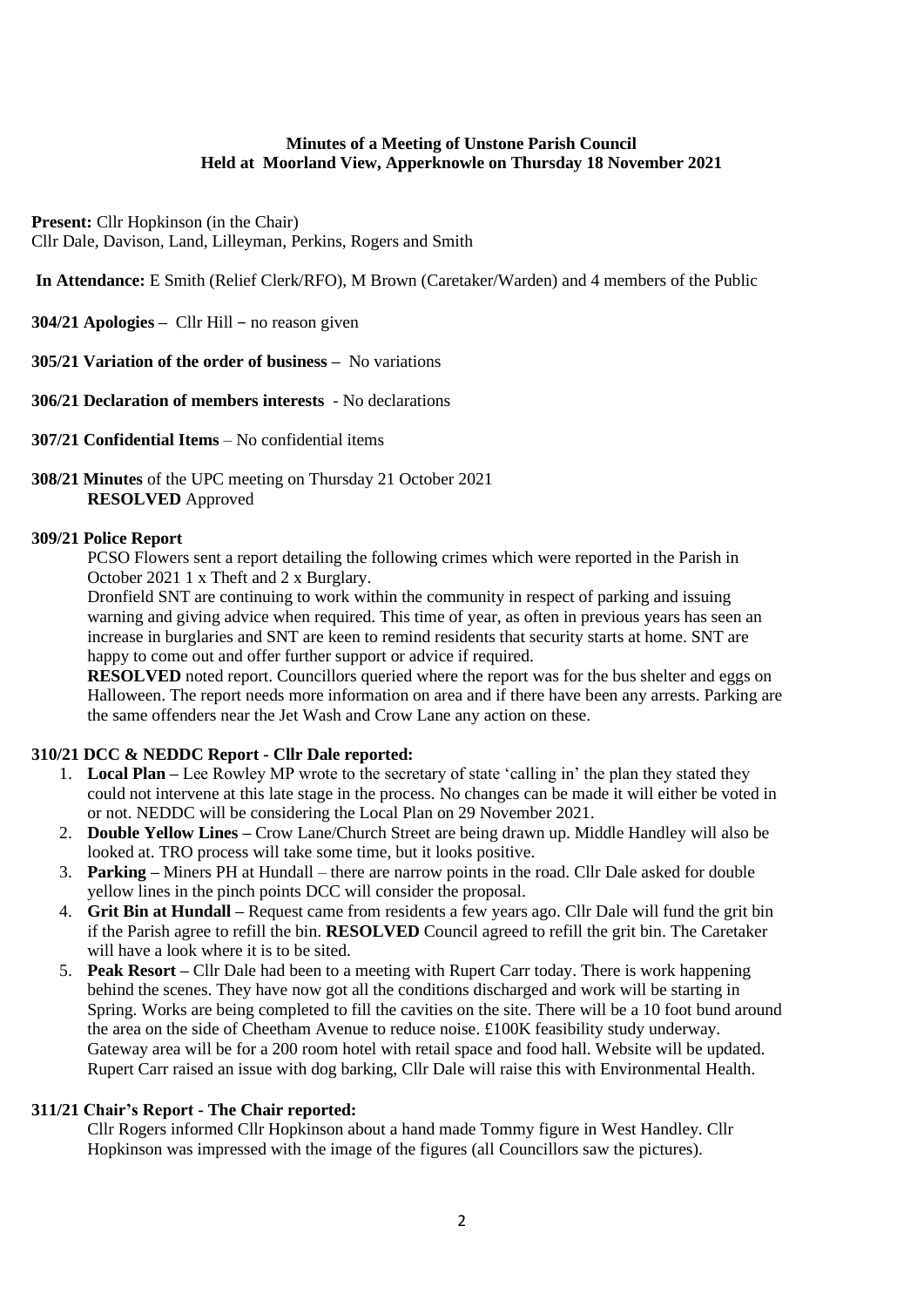**Minutes of a Meeting of Unstone Parish Council**
**Held at Moorland View, Apperknowle on Thursday 18 November 2021**

**Present:** Cllr Hopkinson (in the Chair)
Cllr Dale, Davison, Land, Lilleyman, Perkins, Rogers and Smith

**In Attendance:** E Smith (Relief Clerk/RFO), M Brown (Caretaker/Warden) and 4 members of the Public

**304/21 Apologies –** Cllr Hill – no reason given

**305/21 Variation of the order of business –** No variations

**306/21 Declaration of members interests** - No declarations

**307/21 Confidential Items** – No confidential items

**308/21 Minutes** of the UPC meeting on Thursday 21 October 2021
**RESOLVED** Approved

**309/21 Police Report**

PCSO Flowers sent a report detailing the following crimes which were reported in the Parish in October 2021 1 x Theft and 2 x Burglary.

Dronfield SNT are continuing to work within the community in respect of parking and issuing warning and giving advice when required. This time of year, as often in previous years has seen an increase in burglaries and SNT are keen to remind residents that security starts at home. SNT are happy to come out and offer further support or advice if required.

**RESOLVED** noted report. Councillors queried where the report was for the bus shelter and eggs on Halloween. The report needs more information on area and if there have been any arrests. Parking are the same offenders near the Jet Wash and Crow Lane any action on these.

**310/21 DCC & NEDDC Report - Cllr Dale reported:**

1. **Local Plan –** Lee Rowley MP wrote to the secretary of state 'calling in' the plan they stated they could not intervene at this late stage in the process. No changes can be made it will either be voted in or not. NEDDC will be considering the Local Plan on 29 November 2021.
2. **Double Yellow Lines –** Crow Lane/Church Street are being drawn up. Middle Handley will also be looked at. TRO process will take some time, but it looks positive.
3. **Parking –** Miners PH at Hundall – there are narrow points in the road. Cllr Dale asked for double yellow lines in the pinch points DCC will consider the proposal.
4. **Grit Bin at Hundall –** Request came from residents a few years ago. Cllr Dale will fund the grit bin if the Parish agree to refill the bin. **RESOLVED** Council agreed to refill the grit bin. The Caretaker will have a look where it is to be sited.
5. **Peak Resort –** Cllr Dale had been to a meeting with Rupert Carr today. There is work happening behind the scenes. They have now got all the conditions discharged and work will be starting in Spring. Works are being completed to fill the cavities on the site. There will be a 10 foot bund around the area on the side of Cheetham Avenue to reduce noise. £100K feasibility study underway. Gateway area will be for a 200 room hotel with retail space and food hall. Website will be updated. Rupert Carr raised an issue with dog barking, Cllr Dale will raise this with Environmental Health.

**311/21 Chair's Report - The Chair reported:**

Cllr Rogers informed Cllr Hopkinson about a hand made Tommy figure in West Handley. Cllr Hopkinson was impressed with the image of the figures (all Councillors saw the pictures).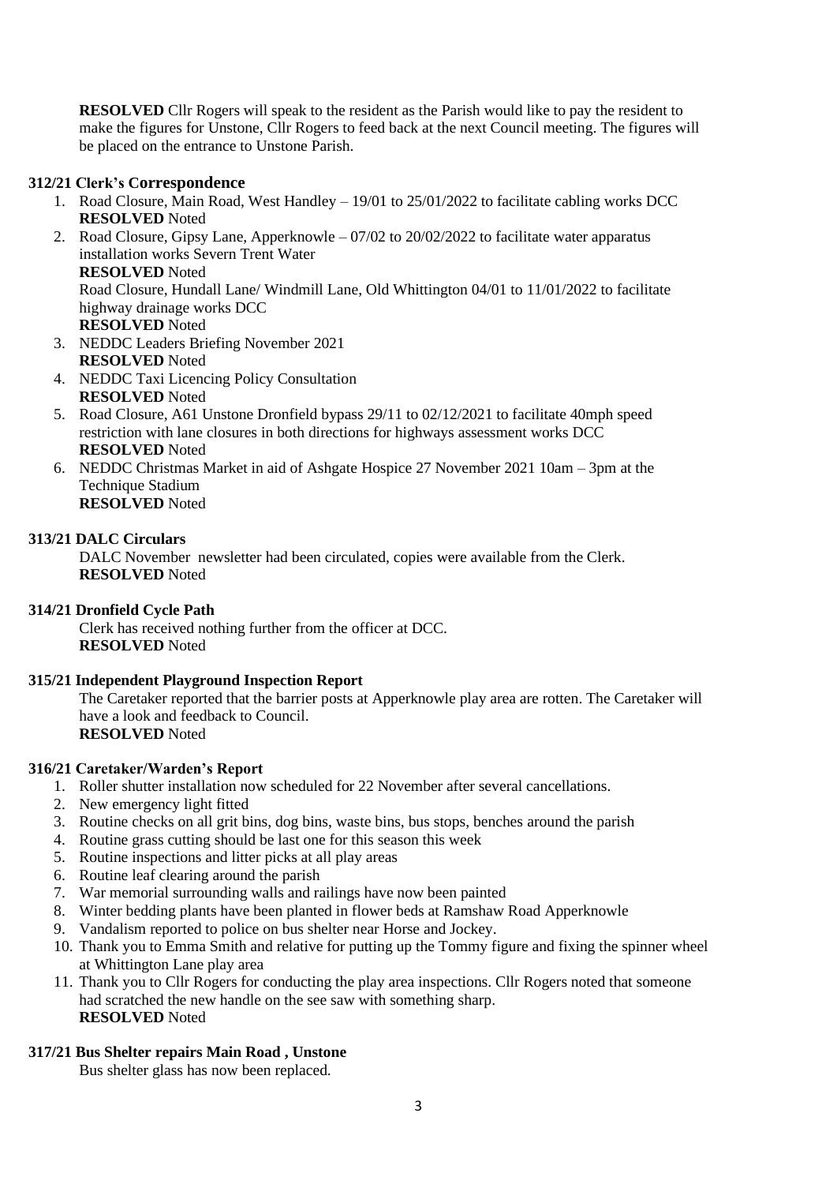**RESOLVED** Cllr Rogers will speak to the resident as the Parish would like to pay the resident to make the figures for Unstone, Cllr Rogers to feed back at the next Council meeting. The figures will be placed on the entrance to Unstone Parish.

### 312/21 Clerk's Correspondence

1. Road Closure, Main Road, West Handley – 19/01 to 25/01/2022 to facilitate cabling works DCC
   **RESOLVED** Noted
2. Road Closure, Gipsy Lane, Apperknowle – 07/02 to 20/02/2022 to facilitate water apparatus installation works Severn Trent Water
   **RESOLVED** Noted
   Road Closure, Hundall Lane/ Windmill Lane, Old Whittington 04/01 to 11/01/2022 to facilitate highway drainage works DCC
   **RESOLVED** Noted
3. NEDDC Leaders Briefing November 2021
   **RESOLVED** Noted
4. NEDDC Taxi Licencing Policy Consultation
   **RESOLVED** Noted
5. Road Closure, A61 Unstone Dronfield bypass 29/11 to 02/12/2021 to facilitate 40mph speed restriction with lane closures in both directions for highways assessment works DCC
   **RESOLVED** Noted
6. NEDDC Christmas Market in aid of Ashgate Hospice 27 November 2021 10am – 3pm at the Technique Stadium
   **RESOLVED** Noted

### 313/21 DALC Circulars

DALC November newsletter had been circulated, copies were available from the Clerk.
**RESOLVED** Noted

### 314/21 Dronfield Cycle Path

Clerk has received nothing further from the officer at DCC.
**RESOLVED** Noted

### 315/21 Independent Playground Inspection Report

The Caretaker reported that the barrier posts at Apperknowle play area are rotten. The Caretaker will have a look and feedback to Council.
**RESOLVED** Noted

### 316/21 Caretaker/Warden's Report

1. Roller shutter installation now scheduled for 22 November after several cancellations.
2. New emergency light fitted
3. Routine checks on all grit bins, dog bins, waste bins, bus stops, benches around the parish
4. Routine grass cutting should be last one for this season this week
5. Routine inspections and litter picks at all play areas
6. Routine leaf clearing around the parish
7. War memorial surrounding walls and railings have now been painted
8. Winter bedding plants have been planted in flower beds at Ramshaw Road Apperknowle
9. Vandalism reported to police on bus shelter near Horse and Jockey.
10. Thank you to Emma Smith and relative for putting up the Tommy figure and fixing the spinner wheel at Whittington Lane play area
11. Thank you to Cllr Rogers for conducting the play area inspections. Cllr Rogers noted that someone had scratched the new handle on the see saw with something sharp.
    **RESOLVED** Noted

### 317/21 Bus Shelter repairs Main Road , Unstone

Bus shelter glass has now been replaced.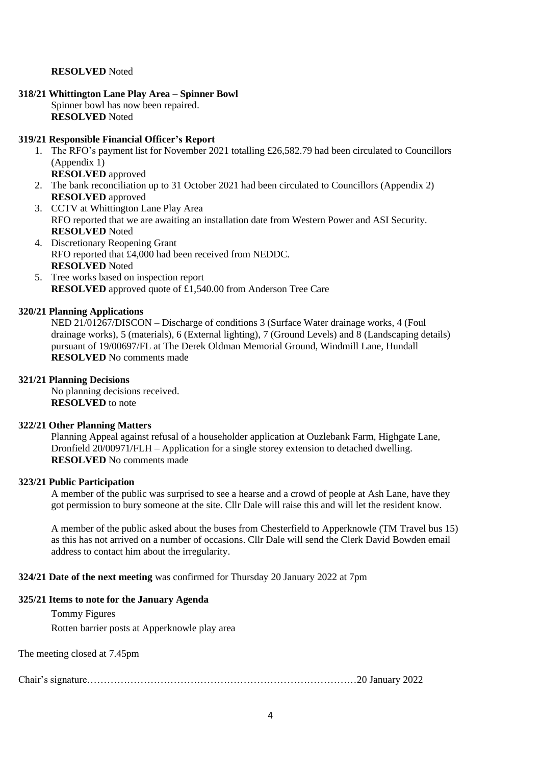**RESOLVED** Noted

**318/21 Whittington Lane Play Area – Spinner Bowl**

Spinner bowl has now been repaired.
**RESOLVED** Noted

**319/21 Responsible Financial Officer's Report**

1. The RFO's payment list for November 2021 totalling £26,582.79 had been circulated to Councillors (Appendix 1)
   **RESOLVED** approved
2. The bank reconciliation up to 31 October 2021 had been circulated to Councillors (Appendix 2)
   **RESOLVED** approved
3. CCTV at Whittington Lane Play Area
   RFO reported that we are awaiting an installation date from Western Power and ASI Security.
   **RESOLVED** Noted
4. Discretionary Reopening Grant
   RFO reported that £4,000 had been received from NEDDC.
   **RESOLVED** Noted
5. Tree works based on inspection report
   **RESOLVED** approved quote of £1,540.00 from Anderson Tree Care

**320/21 Planning Applications**

NED 21/01267/DISCON – Discharge of conditions 3 (Surface Water drainage works, 4 (Foul drainage works), 5 (materials), 6 (External lighting), 7 (Ground Levels) and 8 (Landscaping details) pursuant of 19/00697/FL at The Derek Oldman Memorial Ground, Windmill Lane, Hundall
**RESOLVED** No comments made

**321/21 Planning Decisions**

No planning decisions received.
**RESOLVED** to note

**322/21 Other Planning Matters**

Planning Appeal against refusal of a householder application at Ouzlebank Farm, Highgate Lane, Dronfield 20/00971/FLH – Application for a single storey extension to detached dwelling.
**RESOLVED** No comments made

**323/21 Public Participation**

A member of the public was surprised to see a hearse and a crowd of people at Ash Lane, have they got permission to bury someone at the site. Cllr Dale will raise this and will let the resident know.

A member of the public asked about the buses from Chesterfield to Apperknowle (TM Travel bus 15) as this has not arrived on a number of occasions. Cllr Dale will send the Clerk David Bowden email address to contact him about the irregularity.

**324/21 Date of the next meeting** was confirmed for Thursday 20 January 2022 at 7pm

**325/21 Items to note for the January Agenda**

Tommy Figures

Rotten barrier posts at Apperknowle play area

The meeting closed at 7.45pm

Chair's signature……………………………………………………………………20 January 2022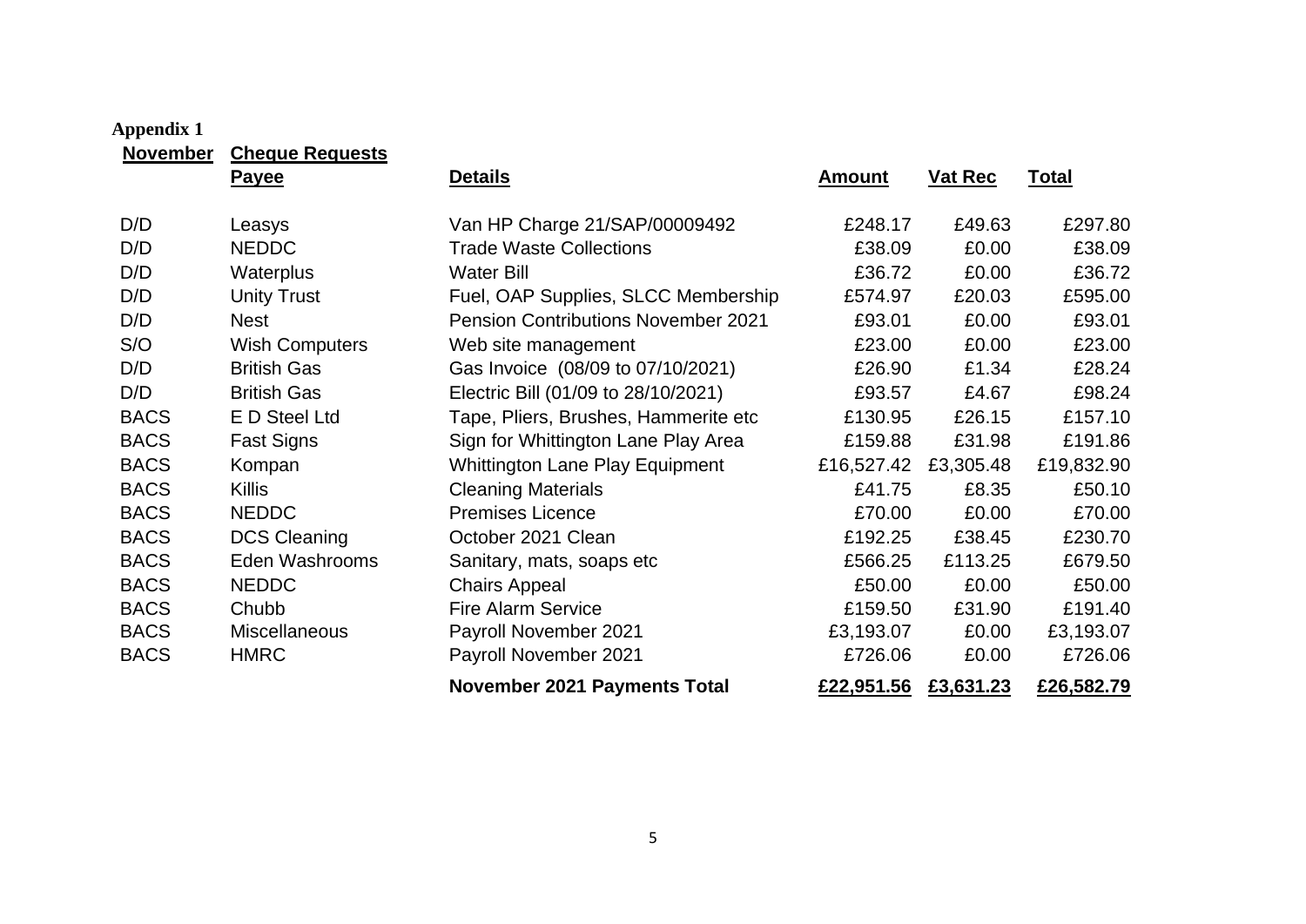**Appendix 1**

| **November** | **Cheque Requests** | | | | |
|---|---|---|---|---|---|
| | **Payee** | **Details** | **Amount** | **Vat Rec** | **Total** |
| D/D | Leasys | Van HP Charge 21/SAP/00009492 | £248.17 | £49.63 | £297.80 |
| D/D | NEDDC | Trade Waste Collections | £38.09 | £0.00 | £38.09 |
| D/D | Waterplus | Water Bill | £36.72 | £0.00 | £36.72 |
| D/D | Unity Trust | Fuel, OAP Supplies, SLCC Membership | £574.97 | £20.03 | £595.00 |
| D/D | Nest | Pension Contributions November 2021 | £93.01 | £0.00 | £93.01 |
| S/O | Wish Computers | Web site management | £23.00 | £0.00 | £23.00 |
| D/D | British Gas | Gas Invoice (08/09 to 07/10/2021) | £26.90 | £1.34 | £28.24 |
| D/D | British Gas | Electric Bill (01/09 to 28/10/2021) | £93.57 | £4.67 | £98.24 |
| BACS | E D Steel Ltd | Tape, Pliers, Brushes, Hammerite etc | £130.95 | £26.15 | £157.10 |
| BACS | Fast Signs | Sign for Whittington Lane Play Area | £159.88 | £31.98 | £191.86 |
| BACS | Kompan | Whittington Lane Play Equipment | £16,527.42 | £3,305.48 | £19,832.90 |
| BACS | Killis | Cleaning Materials | £41.75 | £8.35 | £50.10 |
| BACS | NEDDC | Premises Licence | £70.00 | £0.00 | £70.00 |
| BACS | DCS Cleaning | October 2021 Clean | £192.25 | £38.45 | £230.70 |
| BACS | Eden Washrooms | Sanitary, mats, soaps etc | £566.25 | £113.25 | £679.50 |
| BACS | NEDDC | Chairs Appeal | £50.00 | £0.00 | £50.00 |
| BACS | Chubb | Fire Alarm Service | £159.50 | £31.90 | £191.40 |
| BACS | Miscellaneous | Payroll November 2021 | £3,193.07 | £0.00 | £3,193.07 |
| BACS | HMRC | Payroll November 2021 | £726.06 | £0.00 | £726.06 |
| | | **November 2021 Payments Total** | **£22,951.56** | **£3,631.23** | **£26,582.79** |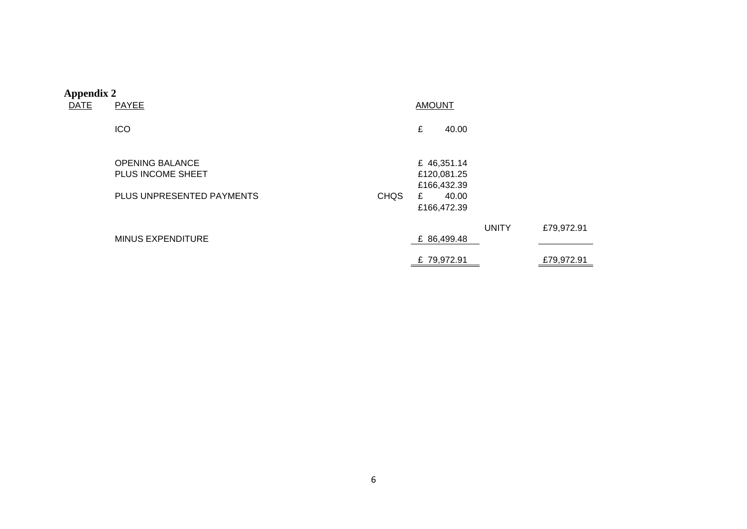**Appendix 2**

| DATE | PAYEE | | AMOUNT | | |
|---|---|---|---|---|---|
| | ICO | | £ 40.00 | | |
| | | | | | |
| | OPENING BALANCE | | £ 46,351.14 | | |
| | PLUS INCOME SHEET | | £120,081.25 | | |
| | | | £166,432.39 | | |
| | PLUS UNPRESENTED PAYMENTS | CHQS | £ 40.00 | | |
| | | | £166,472.39 | | |
| | | | | UNITY | £79,972.91 |
| | MINUS EXPENDITURE | | £ 86,499.48 | | |
| | | | £ 79,972.91 | | £79,972.91 |